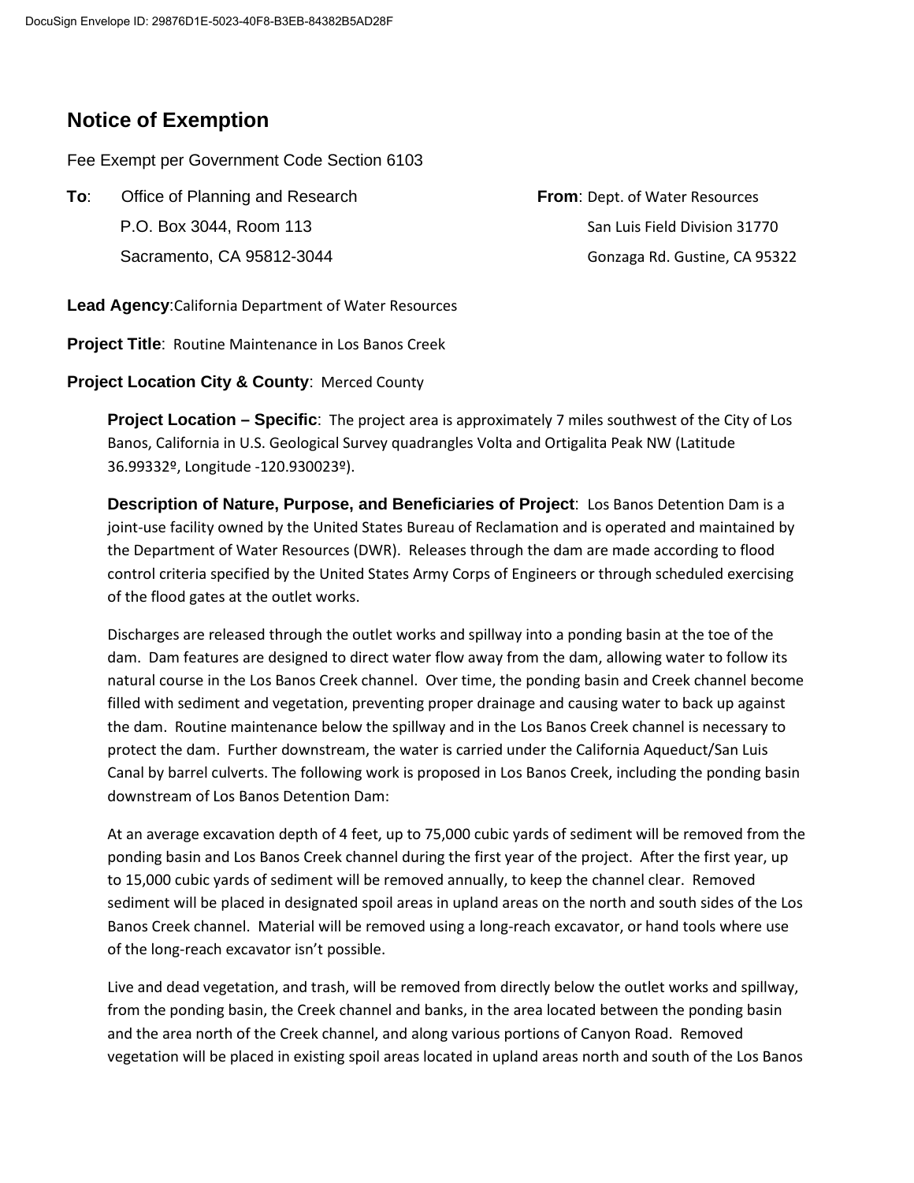DocuSign Envelope ID: 29876D1E-5023-40F8-B3EB-84382B5AD28F

# Notice of Exemption

Fee Exempt per Government Code Section 6103

**To**: Office of Planning and Research
P.O. Box 3044, Room 113
Sacramento, CA 95812-3044

**From**: Dept. of Water Resources
San Luis Field Division 31770
Gonzaga Rd. Gustine, CA 95322

**Lead Agency**: California Department of Water Resources

**Project Title**: Routine Maintenance in Los Banos Creek

**Project Location City & County**: Merced County

**Project Location – Specific**: The project area is approximately 7 miles southwest of the City of Los Banos, California in U.S. Geological Survey quadrangles Volta and Ortigalita Peak NW (Latitude 36.99332º, Longitude -120.930023º).

**Description of Nature, Purpose, and Beneficiaries of Project**: Los Banos Detention Dam is a joint-use facility owned by the United States Bureau of Reclamation and is operated and maintained by the Department of Water Resources (DWR). Releases through the dam are made according to flood control criteria specified by the United States Army Corps of Engineers or through scheduled exercising of the flood gates at the outlet works.

Discharges are released through the outlet works and spillway into a ponding basin at the toe of the dam. Dam features are designed to direct water flow away from the dam, allowing water to follow its natural course in the Los Banos Creek channel. Over time, the ponding basin and Creek channel become filled with sediment and vegetation, preventing proper drainage and causing water to back up against the dam. Routine maintenance below the spillway and in the Los Banos Creek channel is necessary to protect the dam. Further downstream, the water is carried under the California Aqueduct/San Luis Canal by barrel culverts. The following work is proposed in Los Banos Creek, including the ponding basin downstream of Los Banos Detention Dam:

At an average excavation depth of 4 feet, up to 75,000 cubic yards of sediment will be removed from the ponding basin and Los Banos Creek channel during the first year of the project. After the first year, up to 15,000 cubic yards of sediment will be removed annually, to keep the channel clear. Removed sediment will be placed in designated spoil areas in upland areas on the north and south sides of the Los Banos Creek channel. Material will be removed using a long-reach excavator, or hand tools where use of the long-reach excavator isn't possible.

Live and dead vegetation, and trash, will be removed from directly below the outlet works and spillway, from the ponding basin, the Creek channel and banks, in the area located between the ponding basin and the area north of the Creek channel, and along various portions of Canyon Road. Removed vegetation will be placed in existing spoil areas located in upland areas north and south of the Los Banos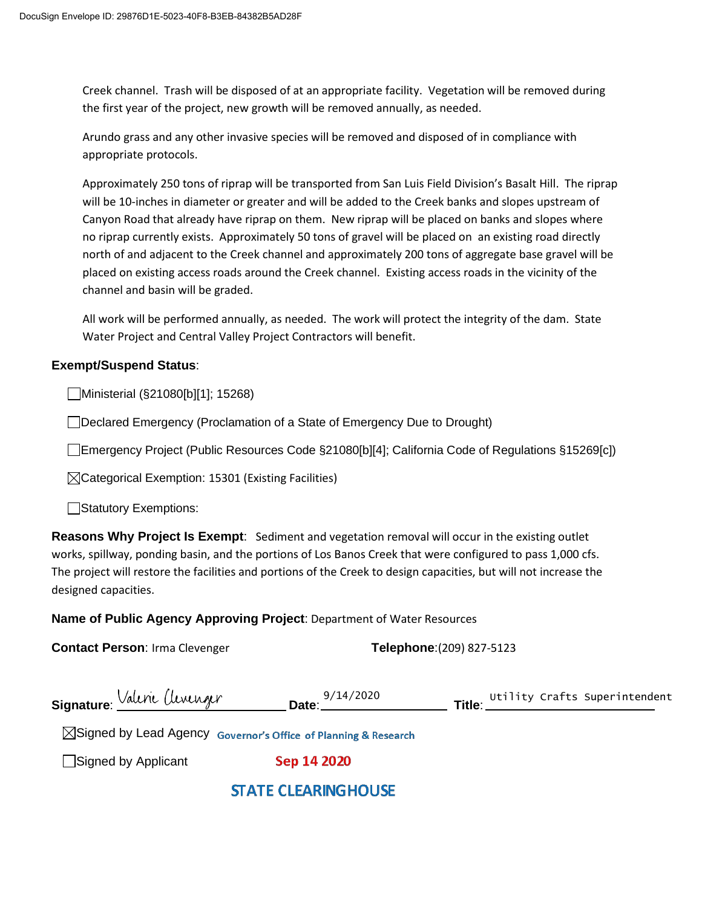Creek channel. Trash will be disposed of at an appropriate facility. Vegetation will be removed during the first year of the project, new growth will be removed annually, as needed.

Arundo grass and any other invasive species will be removed and disposed of in compliance with appropriate protocols.

Approximately 250 tons of riprap will be transported from San Luis Field Division's Basalt Hill. The riprap will be 10-inches in diameter or greater and will be added to the Creek banks and slopes upstream of Canyon Road that already have riprap on them. New riprap will be placed on banks and slopes where no riprap currently exists. Approximately 50 tons of gravel will be placed on an existing road directly north of and adjacent to the Creek channel and approximately 200 tons of aggregate base gravel will be placed on existing access roads around the Creek channel. Existing access roads in the vicinity of the channel and basin will be graded.

All work will be performed annually, as needed. The work will protect the integrity of the dam. State Water Project and Central Valley Project Contractors will benefit.

**Exempt/Suspend Status**:

☐ Ministerial (§21080[b][1]; 15268)

☐ Declared Emergency (Proclamation of a State of Emergency Due to Drought)

☐ Emergency Project (Public Resources Code §21080[b][4]; California Code of Regulations §15269[c])

☒ Categorical Exemption: 15301 (Existing Facilities)

☐ Statutory Exemptions:

**Reasons Why Project Is Exempt**: Sediment and vegetation removal will occur in the existing outlet works, spillway, ponding basin, and the portions of Los Banos Creek that were configured to pass 1,000 cfs. The project will restore the facilities and portions of the Creek to design capacities, but will not increase the designed capacities.

**Name of Public Agency Approving Project**: Department of Water Resources

**Contact Person**: Irma Clevenger **Telephone**:(209) 827-5123

**Signature**: Valerie Clevenger **Date**: 9/14/2020 **Title**: Utility Crafts Superintendent

☒ Signed by Lead Agency

☐ Signed by Applicant

Governor's Office of Planning & Research

Sep 14 2020

STATE CLEARINGHOUSE